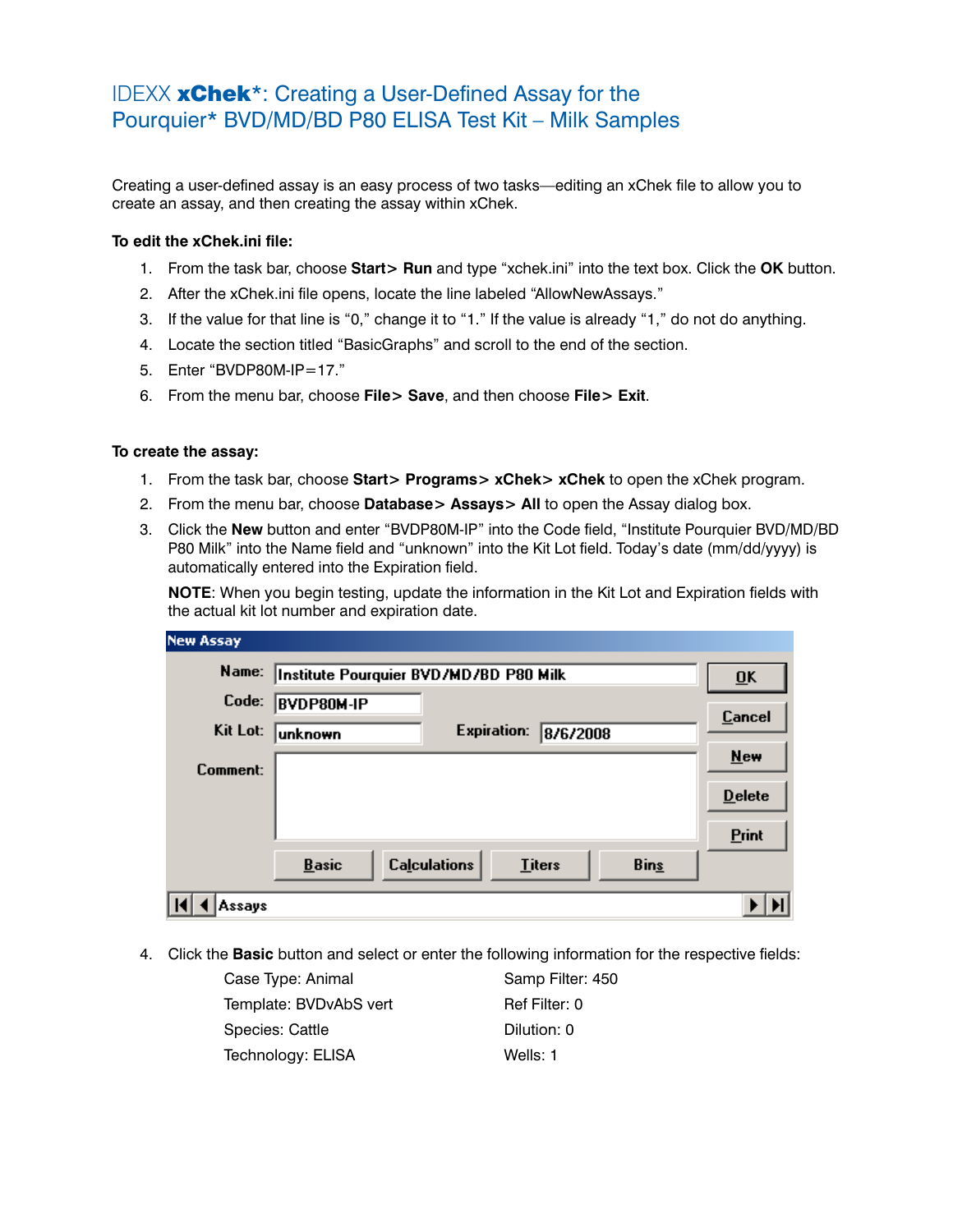# IDEXX **xChek***: Creating a User-Defined Assay for the Pourquier* BVD/MD/BD P80 ELISA Test Kit – Milk Samples

Creating a user-defined assay is an easy process of two tasks—editing an xChek file to allow you to create an assay, and then creating the assay within xChek.

**To edit the xChek.ini file:**

1. From the task bar, choose **Start> Run** and type "xchek.ini" into the text box. Click the **OK** button.
2. After the xChek.ini file opens, locate the line labeled "AllowNewAssays."
3. If the value for that line is "0," change it to "1." If the value is already "1," do not do anything.
4. Locate the section titled "BasicGraphs" and scroll to the end of the section.
5. Enter "BVDP80M-IP=17."
6. From the menu bar, choose **File> Save**, and then choose **File> Exit**.

**To create the assay:**

1. From the task bar, choose **Start> Programs> xChek> xChek** to open the xChek program.
2. From the menu bar, choose **Database> Assays> All** to open the Assay dialog box.
3. Click the **New** button and enter "BVDP80M-IP" into the Code field, "Institute Pourquier BVD/MD/BD P80 Milk" into the Name field and "unknown" into the Kit Lot field. Today's date (mm/dd/yyyy) is automatically entered into the Expiration field.

   **NOTE**: When you begin testing, update the information in the Kit Lot and Expiration fields with the actual kit lot number and expiration date.

   New Assay

   Name: Institute Pourquier BVD/MD/BD P80 Milk
   Code: BVDP80M-IP
   Kit Lot: unknown    Expiration: 8/6/2008
   Comment:

   OK | Cancel | New | Delete | Print
   Basic | Calculations | Titers | Bins
   Assays

4. Click the **Basic** button and select or enter the following information for the respective fields:

   Case Type: Animal
   Template: BVDvAbS vert
   Species: Cattle
   Technology: ELISA
   Samp Filter: 450
   Ref Filter: 0
   Dilution: 0
   Wells: 1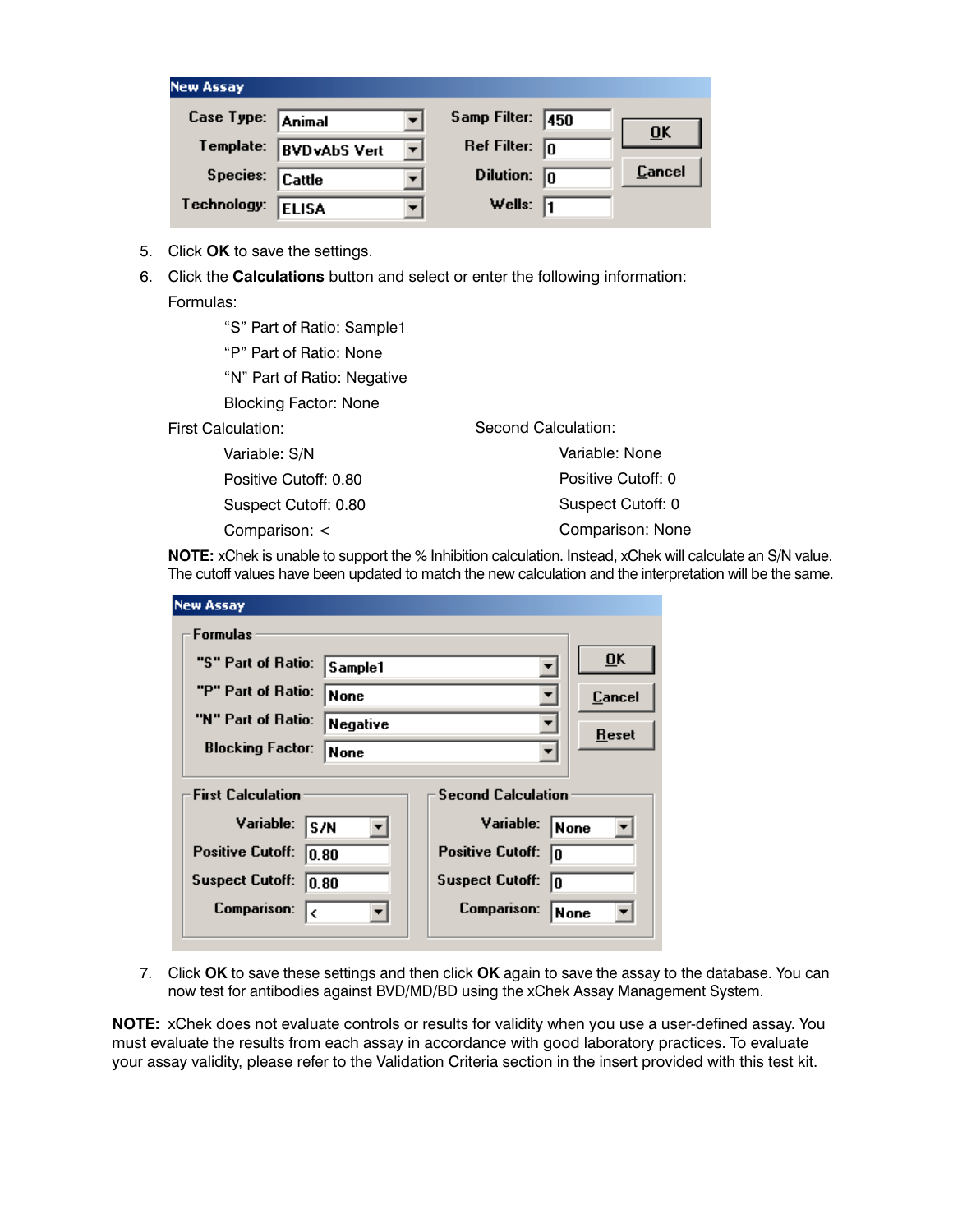| New Assay | | | |
|---|---|---|---|
| Case Type: | Animal | Samp Filter: | 450 |
| Template: | BVDvAbS Vert | Ref Filter: | 0 |
| Species: | Cattle | Dilution: | 0 |
| Technology: | ELISA | Wells: | 1 |

5. Click **OK** to save the settings.
6. Click the **Calculations** button and select or enter the following information:

   Formulas:

   "S" Part of Ratio: Sample1

   "P" Part of Ratio: None

   "N" Part of Ratio: Negative

   Blocking Factor: None

   First Calculation:

   Variable: S/N

   Positive Cutoff: 0.80

   Suspect Cutoff: 0.80

   Comparison: <

   Second Calculation:

   Variable: None

   Positive Cutoff: 0

   Suspect Cutoff: 0

   Comparison: None

   **NOTE:** xChek is unable to support the % Inhibition calculation. Instead, xChek will calculate an S/N value. The cutoff values have been updated to match the new calculation and the interpretation will be the same.

| New Assay | |
|---|---|
| **Formulas** | |
| "S" Part of Ratio: | Sample1 |
| "P" Part of Ratio: | None |
| "N" Part of Ratio: | Negative |
| Blocking Factor: | None |

| First Calculation | | Second Calculation | |
|---|---|---|---|
| Variable: | S/N | Variable: | None |
| Positive Cutoff: | 0.80 | Positive Cutoff: | 0 |
| Suspect Cutoff: | 0.80 | Suspect Cutoff: | 0 |
| Comparison: | < | Comparison: | None |

7. Click **OK** to save these settings and then click **OK** again to save the assay to the database. You can now test for antibodies against BVD/MD/BD using the xChek Assay Management System.

**NOTE:** xChek does not evaluate controls or results for validity when you use a user-defined assay. You must evaluate the results from each assay in accordance with good laboratory practices. To evaluate your assay validity, please refer to the Validation Criteria section in the insert provided with this test kit.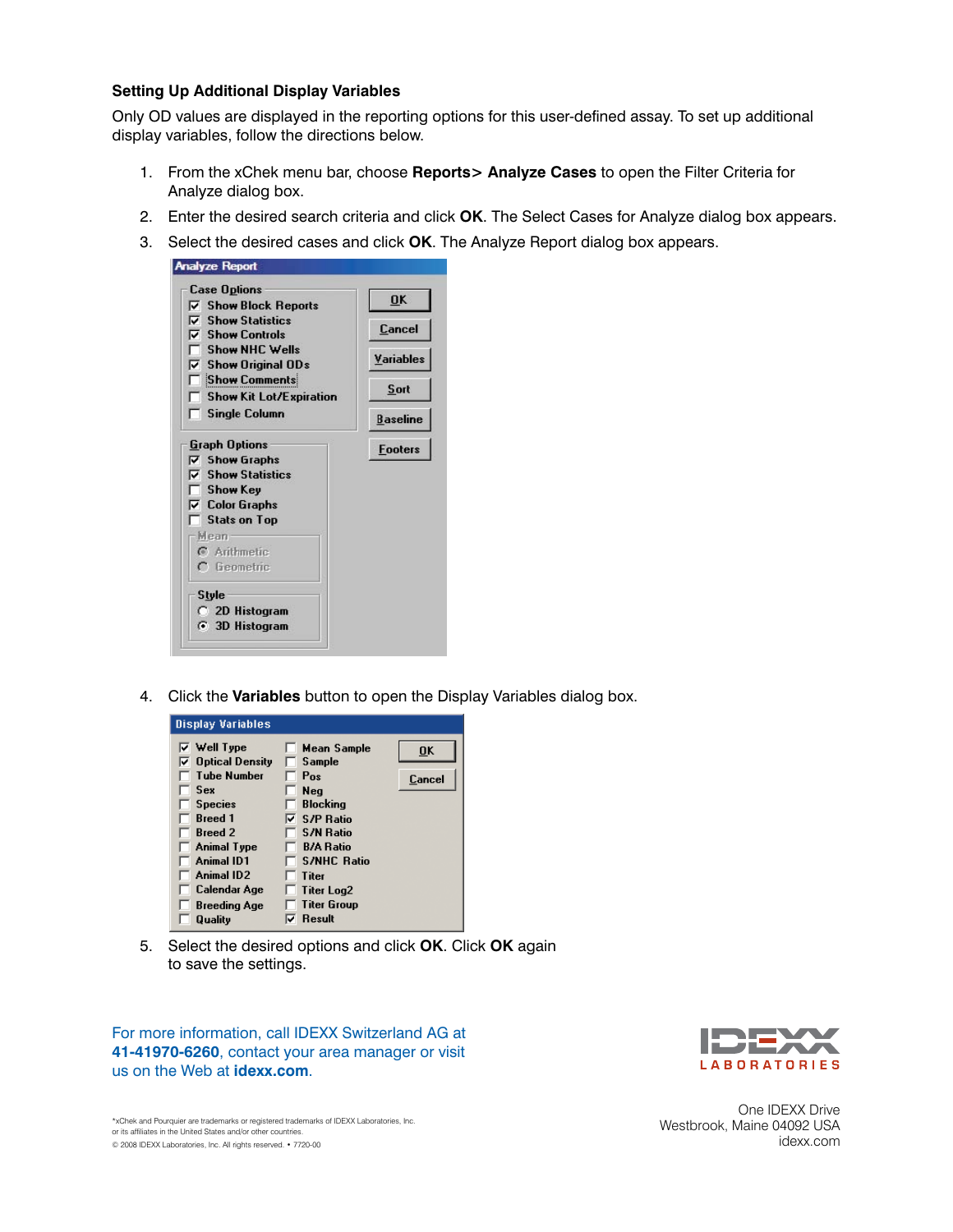### Setting Up Additional Display Variables

Only OD values are displayed in the reporting options for this user-defined assay. To set up additional display variables, follow the directions below.

1. From the xChek menu bar, choose **Reports> Analyze Cases** to open the Filter Criteria for Analyze dialog box.
2. Enter the desired search criteria and click **OK**. The Select Cases for Analyze dialog box appears.
3. Select the desired cases and click **OK**. The Analyze Report dialog box appears.
4. Click the **Variables** button to open the Display Variables dialog box.
5. Select the desired options and click **OK**. Click **OK** again to save the settings.

For more information, call IDEXX Switzerland AG at **41-41970-6260**, contact your area manager or visit us on the Web at **idexx.com**.

*xChek and Pourquier are trademarks or registered trademarks of IDEXX Laboratories, Inc. or its affiliates in the United States and/or other countries.
© 2008 IDEXX Laboratories, Inc. All rights reserved. • 7720-00

IDEXX LABORATORIES

One IDEXX Drive
Westbrook, Maine 04092 USA
idexx.com